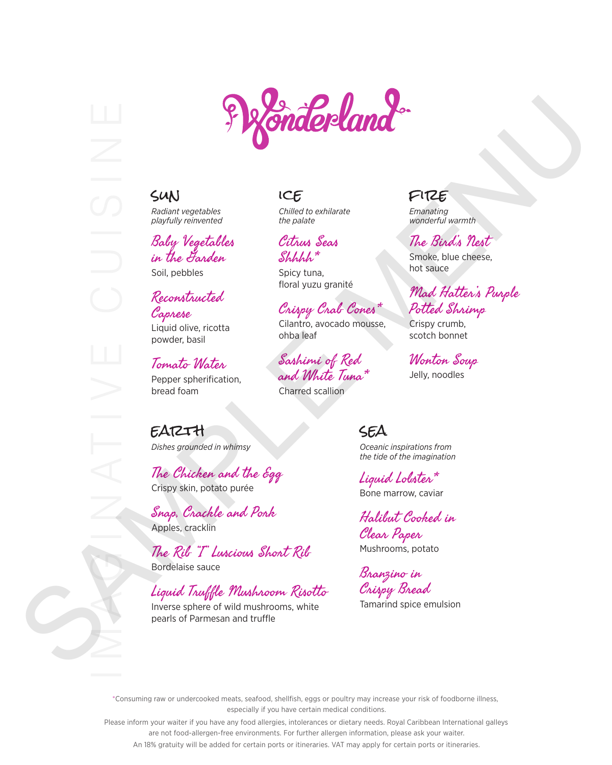# Wonderland

IMAGINATIVE CUISINE

SAMPLE MENU

## SUN

*Radiant vegetables playfully reinvented*

### Baby Vegetables in the Garden

Soil, pebbles

### Reconstructed Caprese

Liquid olive, ricotta powder, basil

### Tomato Water

Pepper spherification, bread foam

## ICE

*Chilled to exhilarate the palate*

### Citrus Seas Shhhh*

Spicy tuna, floral yuzu granité

### Crispy Crab Cones*

Cilantro, avocado mousse, ohba leaf

### Sashimi of Red and White Tuna*

Charred scallion

## FIRE

*Emanating wonderful warmth*

### The Bird's Nest

Smoke, blue cheese, hot sauce

### Mad Hatter's Purple Potted Shrimp

Crispy crumb, scotch bonnet

### Wonton Soup

Jelly, noodles

## EARTH

*Dishes grounded in whimsy*

### The Chicken and the Egg

Crispy skin, potato purée

### Snap, Crackle and Pork

Apples, cracklin

### The Rib "T" Luscious Short Rib

Bordelaise sauce

### Liquid Truffle Mushroom Risotto

Inverse sphere of wild mushrooms, white pearls of Parmesan and truffle

## SEA

*Oceanic inspirations from the tide of the imagination*

### Liquid Lobster*

Bone marrow, caviar

### Halibut Cooked in Clear Paper

Mushrooms, potato

### Branzino in Crispy Bread

Tamarind spice emulsion

*Consuming raw or undercooked meats, seafood, shellfish, eggs or poultry may increase your risk of foodborne illness, especially if you have certain medical conditions.

Please inform your waiter if you have any food allergies, intolerances or dietary needs. Royal Caribbean International galleys are not food-allergen-free environments. For further allergen information, please ask your waiter.

An 18% gratuity will be added for certain ports or itineraries. VAT may apply for certain ports or itineraries.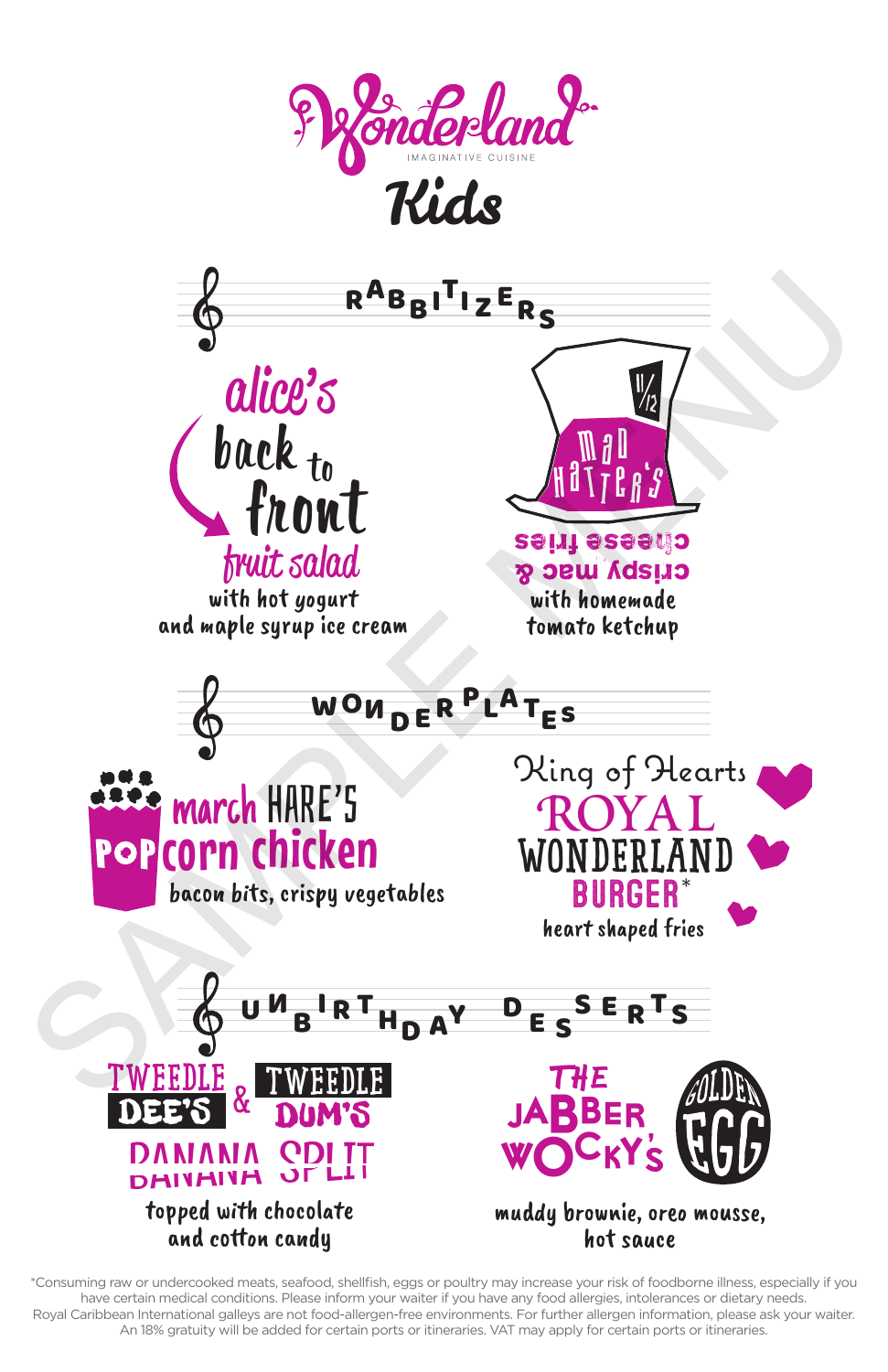# Wonderland

IMAGINATIVE CUISINE

# Kids

## RABBITIZERS

**alice's back to front fruit salad**

with hot yogurt and maple syrup ice cream

**Mad Hatter's crispy mac & cheese fries**

with homemade tomato ketchup

## WONDERPLATES

**march HARE'S POPcorn chicken**

bacon bits, crispy vegetables

**King of Hearts ROYAL WONDERLAND BURGER***

heart shaped fries

## UNBIRTHDAY DESSERTS

**TWEEDLE DEE'S & TWEEDLE DUM'S BANANA SPLIT**

topped with chocolate and cotton candy

**THE JABBERWOCKY'S GOLDEN EGG**

muddy brownie, oreo mousse, hot sauce

*Consuming raw or undercooked meats, seafood, shellfish, eggs or poultry may increase your risk of foodborne illness, especially if you have certain medical conditions. Please inform your waiter if you have any food allergies, intolerances or dietary needs. Royal Caribbean International galleys are not food-allergen-free environments. For further allergen information, please ask your waiter. An 18% gratuity will be added for certain ports or itineraries. VAT may apply for certain ports or itineraries.